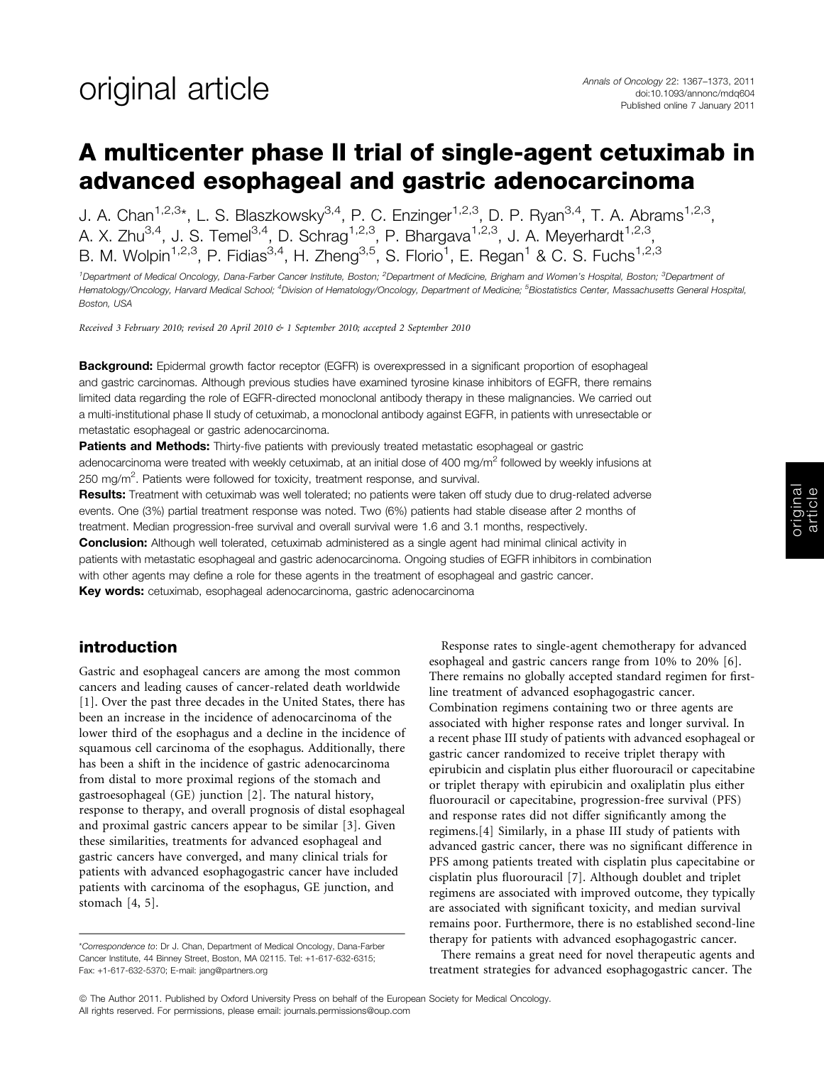original article

# A multicenter phase II trial of single-agent cetuximab in advanced esophageal and gastric adenocarcinoma

J. A. Chan[1,2,3]*, L. S. Blaszkowsky[3,4], P. C. Enzinger[1,2,3], D. P. Ryan[3,4], T. A. Abrams[1,2,3], A. X. Zhu[3,4], J. S. Temel[3,4], D. Schrag[1,2,3], P. Bhargava[1,2,3], J. A. Meyerhardt[1,2,3], B. M. Wolpin[1,2,3], P. Fidias[3,4], H. Zheng[3,5], S. Florio[1], E. Regan[1] & C. S. Fuchs[1,2,3]

[1]Department of Medical Oncology, Dana-Farber Cancer Institute, Boston; [2]Department of Medicine, Brigham and Women's Hospital, Boston; [3]Department of Hematology/Oncology, Harvard Medical School; [4]Division of Hematology/Oncology, Department of Medicine; [5]Biostatistics Center, Massachusetts General Hospital, Boston, USA

*Received 3 February 2010; revised 20 April 2010 & 1 September 2010; accepted 2 September 2010*

**Background:** Epidermal growth factor receptor (EGFR) is overexpressed in a significant proportion of esophageal and gastric carcinomas. Although previous studies have examined tyrosine kinase inhibitors of EGFR, there remains limited data regarding the role of EGFR-directed monoclonal antibody therapy in these malignancies. We carried out a multi-institutional phase II study of cetuximab, a monoclonal antibody against EGFR, in patients with unresectable or metastatic esophageal or gastric adenocarcinoma.

**Patients and Methods:** Thirty-five patients with previously treated metastatic esophageal or gastric adenocarcinoma were treated with weekly cetuximab, at an initial dose of 400 mg/m$^2$ followed by weekly infusions at 250 mg/m$^2$. Patients were followed for toxicity, treatment response, and survival.

**Results:** Treatment with cetuximab was well tolerated; no patients were taken off study due to drug-related adverse events. One (3%) partial treatment response was noted. Two (6%) patients had stable disease after 2 months of treatment. Median progression-free survival and overall survival were 1.6 and 3.1 months, respectively.

**Conclusion:** Although well tolerated, cetuximab administered as a single agent had minimal clinical activity in patients with metastatic esophageal and gastric adenocarcinoma. Ongoing studies of EGFR inhibitors in combination with other agents may define a role for these agents in the treatment of esophageal and gastric cancer.

**Key words:** cetuximab, esophageal adenocarcinoma, gastric adenocarcinoma

## introduction

Gastric and esophageal cancers are among the most common cancers and leading causes of cancer-related death worldwide [1]. Over the past three decades in the United States, there has been an increase in the incidence of adenocarcinoma of the lower third of the esophagus and a decline in the incidence of squamous cell carcinoma of the esophagus. Additionally, there has been a shift in the incidence of gastric adenocarcinoma from distal to more proximal regions of the stomach and gastroesophageal (GE) junction [2]. The natural history, response to therapy, and overall prognosis of distal esophageal and proximal gastric cancers appear to be similar [3]. Given these similarities, treatments for advanced esophageal and gastric cancers have converged, and many clinical trials for patients with advanced esophagogastric cancer have included patients with carcinoma of the esophagus, GE junction, and stomach [4, 5].

Response rates to single-agent chemotherapy for advanced esophageal and gastric cancers range from 10% to 20% [6]. There remains no globally accepted standard regimen for first-line treatment of advanced esophagogastric cancer. Combination regimens containing two or three agents are associated with higher response rates and longer survival. In a recent phase III study of patients with advanced esophageal or gastric cancer randomized to receive triplet therapy with epirubicin and cisplatin plus either fluorouracil or capecitabine or triplet therapy with epirubicin and oxaliplatin plus either fluorouracil or capecitabine, progression-free survival (PFS) and response rates did not differ significantly among the regimens.[4] Similarly, in a phase III study of patients with advanced gastric cancer, there was no significant difference in PFS among patients treated with cisplatin plus capecitabine or cisplatin plus fluorouracil [7]. Although doublet and triplet regimens are associated with improved outcome, they typically are associated with significant toxicity, and median survival remains poor. Furthermore, there is no established second-line therapy for patients with advanced esophagogastric cancer.

There remains a great need for novel therapeutic agents and treatment strategies for advanced esophagogastric cancer. The

*Correspondence to: Dr J. Chan, Department of Medical Oncology, Dana-Farber Cancer Institute, 44 Binney Street, Boston, MA 02115. Tel: +1-617-632-6315; Fax: +1-617-632-5370; E-mail: jang@partners.org

© The Author 2011. Published by Oxford University Press on behalf of the European Society for Medical Oncology. All rights reserved. For permissions, please email: journals.permissions@oup.com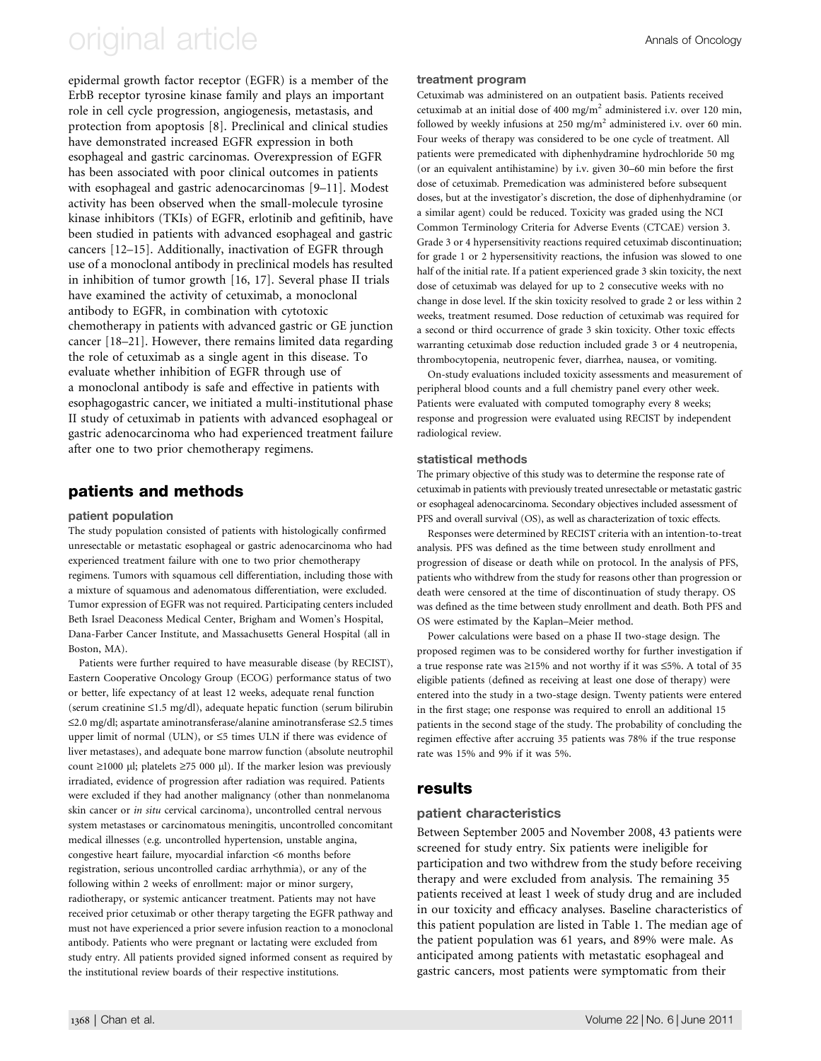epidermal growth factor receptor (EGFR) is a member of the ErbB receptor tyrosine kinase family and plays an important role in cell cycle progression, angiogenesis, metastasis, and protection from apoptosis [8]. Preclinical and clinical studies have demonstrated increased EGFR expression in both esophageal and gastric carcinomas. Overexpression of EGFR has been associated with poor clinical outcomes in patients with esophageal and gastric adenocarcinomas [9–11]. Modest activity has been observed when the small-molecule tyrosine kinase inhibitors (TKIs) of EGFR, erlotinib and gefitinib, have been studied in patients with advanced esophageal and gastric cancers [12–15]. Additionally, inactivation of EGFR through use of a monoclonal antibody in preclinical models has resulted in inhibition of tumor growth [16, 17]. Several phase II trials have examined the activity of cetuximab, a monoclonal antibody to EGFR, in combination with cytotoxic chemotherapy in patients with advanced gastric or GE junction cancer [18–21]. However, there remains limited data regarding the role of cetuximab as a single agent in this disease. To evaluate whether inhibition of EGFR through use of a monoclonal antibody is safe and effective in patients with esophagogastric cancer, we initiated a multi-institutional phase II study of cetuximab in patients with advanced esophageal or gastric adenocarcinoma who had experienced treatment failure after one to two prior chemotherapy regimens.

## patients and methods

### patient population

The study population consisted of patients with histologically confirmed unresectable or metastatic esophageal or gastric adenocarcinoma who had experienced treatment failure with one to two prior chemotherapy regimens. Tumors with squamous cell differentiation, including those with a mixture of squamous and adenomatous differentiation, were excluded. Tumor expression of EGFR was not required. Participating centers included Beth Israel Deaconess Medical Center, Brigham and Women's Hospital, Dana-Farber Cancer Institute, and Massachusetts General Hospital (all in Boston, MA).

Patients were further required to have measurable disease (by RECIST), Eastern Cooperative Oncology Group (ECOG) performance status of two or better, life expectancy of at least 12 weeks, adequate renal function (serum creatinine ≤1.5 mg/dl), adequate hepatic function (serum bilirubin ≤2.0 mg/dl; aspartate aminotransferase/alanine aminotransferase ≤2.5 times upper limit of normal (ULN), or ≤5 times ULN if there was evidence of liver metastases), and adequate bone marrow function (absolute neutrophil count ≥1000 µl; platelets ≥75 000 µl). If the marker lesion was previously irradiated, evidence of progression after radiation was required. Patients were excluded if they had another malignancy (other than nonmelanoma skin cancer or *in situ* cervical carcinoma), uncontrolled central nervous system metastases or carcinomatous meningitis, uncontrolled concomitant medical illnesses (e.g. uncontrolled hypertension, unstable angina, congestive heart failure, myocardial infarction <6 months before registration, serious uncontrolled cardiac arrhythmia), or any of the following within 2 weeks of enrollment: major or minor surgery, radiotherapy, or systemic anticancer treatment. Patients may not have received prior cetuximab or other therapy targeting the EGFR pathway and must not have experienced a prior severe infusion reaction to a monoclonal antibody. Patients who were pregnant or lactating were excluded from study entry. All patients provided signed informed consent as required by the institutional review boards of their respective institutions.

### treatment program

Cetuximab was administered on an outpatient basis. Patients received cetuximab at an initial dose of 400 mg/m$^2$ administered i.v. over 120 min, followed by weekly infusions at 250 mg/m$^2$ administered i.v. over 60 min. Four weeks of therapy was considered to be one cycle of treatment. All patients were premedicated with diphenhydramine hydrochloride 50 mg (or an equivalent antihistamine) by i.v. given 30–60 min before the first dose of cetuximab. Premedication was administered before subsequent doses, but at the investigator's discretion, the dose of diphenhydramine (or a similar agent) could be reduced. Toxicity was graded using the NCI Common Terminology Criteria for Adverse Events (CTCAE) version 3. Grade 3 or 4 hypersensitivity reactions required cetuximab discontinuation; for grade 1 or 2 hypersensitivity reactions, the infusion was slowed to one half of the initial rate. If a patient experienced grade 3 skin toxicity, the next dose of cetuximab was delayed for up to 2 consecutive weeks with no change in dose level. If the skin toxicity resolved to grade 2 or less within 2 weeks, treatment resumed. Dose reduction of cetuximab was required for a second or third occurrence of grade 3 skin toxicity. Other toxic effects warranting cetuximab dose reduction included grade 3 or 4 neutropenia, thrombocytopenia, neutropenic fever, diarrhea, nausea, or vomiting.

On-study evaluations included toxicity assessments and measurement of peripheral blood counts and a full chemistry panel every other week. Patients were evaluated with computed tomography every 8 weeks; response and progression were evaluated using RECIST by independent radiological review.

### statistical methods

The primary objective of this study was to determine the response rate of cetuximab in patients with previously treated unresectable or metastatic gastric or esophageal adenocarcinoma. Secondary objectives included assessment of PFS and overall survival (OS), as well as characterization of toxic effects.

Responses were determined by RECIST criteria with an intention-to-treat analysis. PFS was defined as the time between study enrollment and progression of disease or death while on protocol. In the analysis of PFS, patients who withdrew from the study for reasons other than progression or death were censored at the time of discontinuation of study therapy. OS was defined as the time between study enrollment and death. Both PFS and OS were estimated by the Kaplan–Meier method.

Power calculations were based on a phase II two-stage design. The proposed regimen was to be considered worthy for further investigation if a true response rate was ≥15% and not worthy if it was ≤5%. A total of 35 eligible patients (defined as receiving at least one dose of therapy) were entered into the study in a two-stage design. Twenty patients were entered in the first stage; one response was required to enroll an additional 15 patients in the second stage of the study. The probability of concluding the regimen effective after accruing 35 patients was 78% if the true response rate was 15% and 9% if it was 5%.

## results

### patient characteristics

Between September 2005 and November 2008, 43 patients were screened for study entry. Six patients were ineligible for participation and two withdrew from the study before receiving therapy and were excluded from analysis. The remaining 35 patients received at least 1 week of study drug and are included in our toxicity and efficacy analyses. Baseline characteristics of this patient population are listed in Table 1. The median age of the patient population was 61 years, and 89% were male. As anticipated among patients with metastatic esophageal and gastric cancers, most patients were symptomatic from their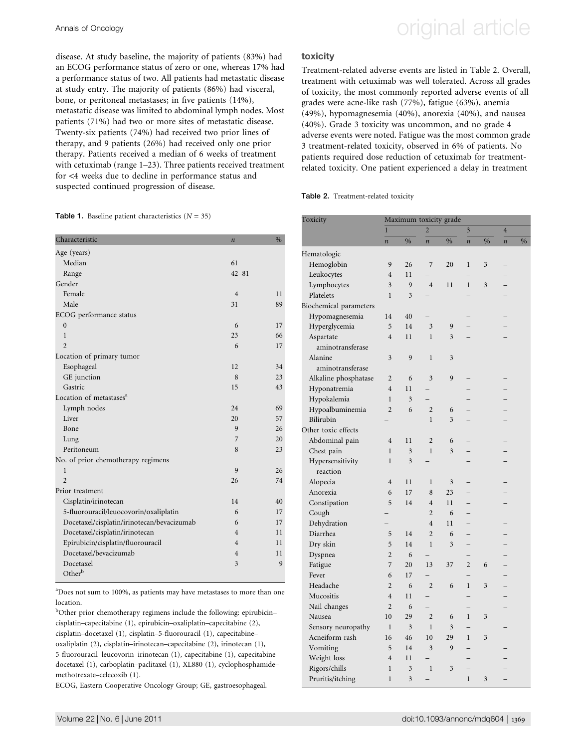disease. At study baseline, the majority of patients (83%) had an ECOG performance status of zero or one, whereas 17% had a performance status of two. All patients had metastatic disease at study entry. The majority of patients (86%) had visceral, bone, or peritoneal metastases; in five patients (14%), metastatic disease was limited to abdominal lymph nodes. Most patients (71%) had two or more sites of metastatic disease. Twenty-six patients (74%) had received two prior lines of therapy, and 9 patients (26%) had received only one prior therapy. Patients received a median of 6 weeks of treatment with cetuximab (range 1–23). Three patients received treatment for <4 weeks due to decline in performance status and suspected continued progression of disease.

**Table 1.** Baseline patient characteristics ($N = 35$)

| Characteristic | $n$ | % |
|---|---|---|
| Age (years) | | |
| Median | 61 | |
| Range | 42–81 | |
| Gender | | |
| Female | 4 | 11 |
| Male | 31 | 89 |
| ECOG performance status | | |
| 0 | 6 | 17 |
| 1 | 23 | 66 |
| 2 | 6 | 17 |
| Location of primary tumor | | |
| Esophageal | 12 | 34 |
| GE junction | 8 | 23 |
| Gastric | 15 | 43 |
| Location of metastases[a] | | |
| Lymph nodes | 24 | 69 |
| Liver | 20 | 57 |
| Bone | 9 | 26 |
| Lung | 7 | 20 |
| Peritoneum | 8 | 23 |
| No. of prior chemotherapy regimens | | |
| 1 | 9 | 26 |
| 2 | 26 | 74 |
| Prior treatment | | |
| Cisplatin/irinotecan | 14 | 40 |
| 5-fluorouracil/leuocovorin/oxaliplatin | 6 | 17 |
| Docetaxel/cisplatin/irinotecan/bevacizumab | 6 | 17 |
| Docetaxel/cisplatin/irinotecan | 4 | 11 |
| Epirubicin/cisplatin/fluorouracil | 4 | 11 |
| Docetaxel/bevacizumab | 4 | 11 |
| Docetaxel | 3 | 9 |
| Other[b] | | |

[a]Does not sum to 100%, as patients may have metastases to more than one location.

[b]Other prior chemotherapy regimens include the following: epirubicin–cisplatin–capecitabine (1), epirubicin–oxaliplatin–capecitabine (2), cisplatin–docetaxel (1), cisplatin–5-fluorouracil (1), capecitabine–oxaliplatin (2), cisplatin–irinotecan–capecitabine (2), irinotecan (1), 5-fluorouracil–leucovorin–irinotecan (1), capecitabine (1), capecitabine–docetaxel (1), carboplatin–paclitaxel (1), XL880 (1), cyclophosphamide–methotrexate–celecoxib (1).

ECOG, Eastern Cooperative Oncology Group; GE, gastroesophageal.

## toxicity

Treatment-related adverse events are listed in Table 2. Overall, treatment with cetuximab was well tolerated. Across all grades of toxicity, the most commonly reported adverse events of all grades were acne-like rash (77%), fatigue (63%), anemia (49%), hypomagnesemia (40%), anorexia (40%), and nausea (40%). Grade 3 toxicity was uncommon, and no grade 4 adverse events were noted. Fatigue was the most common grade 3 treatment-related toxicity, observed in 6% of patients. No patients required dose reduction of cetuximab for treatment-related toxicity. One patient experienced a delay in treatment

**Table 2.** Treatment-related toxicity

| Toxicity | Maximum toxicity grade | | | | | | | |
|---|---|---|---|---|---|---|---|---|
| | 1 | | 2 | | 3 | | 4 | |
| | $n$ | % | $n$ | % | $n$ | % | $n$ | % |
| Hematologic | | | | | | | | |
| Hemoglobin | 9 | 26 | 7 | 20 | 1 | 3 | – | |
| Leukocytes | 4 | 11 | – | | – | | – | |
| Lymphocytes | 3 | 9 | 4 | 11 | 1 | 3 | – | |
| Platelets | 1 | 3 | – | | – | | – | |
| Biochemical parameters | | | | | | | | |
| Hypomagnesemia | 14 | 40 | – | | – | | – | |
| Hyperglycemia | 5 | 14 | 3 | 9 | – | | – | |
| Aspartate aminotransferase | 4 | 11 | 1 | 3 | – | | – | |
| Alanine aminotransferase | 3 | 9 | 1 | 3 | | | | |
| Alkaline phosphatase | 2 | 6 | 3 | 9 | – | | – | |
| Hyponatremia | 4 | 11 | – | | – | | – | |
| Hypokalemia | 1 | 3 | – | | – | | – | |
| Hypoalbuminemia | 2 | 6 | 2 | 6 | – | | – | |
| Bilirubin | – | | 1 | 3 | – | | – | |
| Other toxic effects | | | | | | | | |
| Abdominal pain | 4 | 11 | 2 | 6 | – | | – | |
| Chest pain | 1 | 3 | 1 | 3 | – | | – | |
| Hypersensitivity reaction | 1 | 3 | – | | – | | – | |
| Alopecia | 4 | 11 | 1 | 3 | – | | – | |
| Anorexia | 6 | 17 | 8 | 23 | – | | – | |
| Constipation | 5 | 14 | 4 | 11 | – | | – | |
| Cough | – | | 2 | 6 | – | | | |
| Dehydration | – | | 4 | 11 | – | | – | |
| Diarrhea | 5 | 14 | 2 | 6 | – | | – | |
| Dry skin | 5 | 14 | 1 | 3 | – | | – | |
| Dyspnea | 2 | 6 | – | | – | | – | |
| Fatigue | 7 | 20 | 13 | 37 | 2 | 6 | – | |
| Fever | 6 | 17 | – | | – | | – | |
| Headache | 2 | 6 | 2 | 6 | 1 | 3 | – | |
| Mucositis | 4 | 11 | – | | – | | – | |
| Nail changes | 2 | 6 | – | | – | | – | |
| Nausea | 10 | 29 | 2 | 6 | 1 | 3 | | |
| Sensory neuropathy | 1 | 3 | 1 | 3 | – | | – | |
| Acneiform rash | 16 | 46 | 10 | 29 | 1 | 3 | | |
| Vomiting | 5 | 14 | 3 | 9 | – | | – | |
| Weight loss | 4 | 11 | – | | – | | – | |
| Rigors/chills | 1 | 3 | 1 | 3 | – | | – | |
| Pruritis/itching | 1 | 3 | – | | 1 | 3 | – | |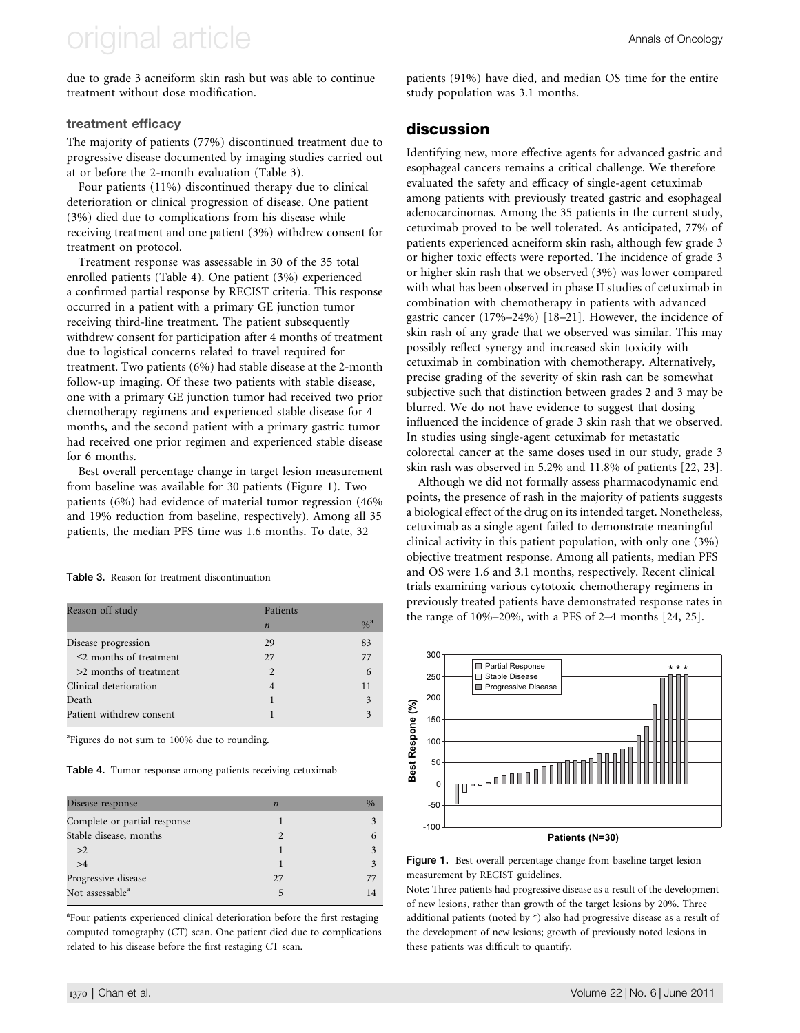due to grade 3 acneiform skin rash but was able to continue treatment without dose modification.

### treatment efficacy

The majority of patients (77%) discontinued treatment due to progressive disease documented by imaging studies carried out at or before the 2-month evaluation (Table 3).

Four patients (11%) discontinued therapy due to clinical deterioration or clinical progression of disease. One patient (3%) died due to complications from his disease while receiving treatment and one patient (3%) withdrew consent for treatment on protocol.

Treatment response was assessable in 30 of the 35 total enrolled patients (Table 4). One patient (3%) experienced a confirmed partial response by RECIST criteria. This response occurred in a patient with a primary GE junction tumor receiving third-line treatment. The patient subsequently withdrew consent for participation after 4 months of treatment due to logistical concerns related to travel required for treatment. Two patients (6%) had stable disease at the 2-month follow-up imaging. Of these two patients with stable disease, one with a primary GE junction tumor had received two prior chemotherapy regimens and experienced stable disease for 4 months, and the second patient with a primary gastric tumor had received one prior regimen and experienced stable disease for 6 months.

Best overall percentage change in target lesion measurement from baseline was available for 30 patients (Figure 1). Two patients (6%) had evidence of material tumor regression (46% and 19% reduction from baseline, respectively). Among all 35 patients, the median PFS time was 1.6 months. To date, 32 patients (91%) have died, and median OS time for the entire study population was 3.1 months.

**Table 3.** Reason for treatment discontinuation

| Reason off study | Patients | |
|---|---|---|
| | *n* | %[a] |
| Disease progression | 29 | 83 |
| ≤2 months of treatment | 27 | 77 |
| >2 months of treatment | 2 | 6 |
| Clinical deterioration | 4 | 11 |
| Death | 1 | 3 |
| Patient withdrew consent | 1 | 3 |

[a]Figures do not sum to 100% due to rounding.

**Table 4.** Tumor response among patients receiving cetuximab

| Disease response | *n* | % |
|---|---|---|
| Complete or partial response | 1 | 3 |
| Stable disease, months | 2 | 6 |
| >2 | 1 | 3 |
| >4 | 1 | 3 |
| Progressive disease | 27 | 77 |
| Not assessable[a] | 5 | 14 |

[a]Four patients experienced clinical deterioration before the first restaging computed tomography (CT) scan. One patient died due to complications related to his disease before the first restaging CT scan.

## discussion

Identifying new, more effective agents for advanced gastric and esophageal cancers remains a critical challenge. We therefore evaluated the safety and efficacy of single-agent cetuximab among patients with previously treated gastric and esophageal adenocarcinomas. Among the 35 patients in the current study, cetuximab proved to be well tolerated. As anticipated, 77% of patients experienced acneiform skin rash, although few grade 3 or higher toxic effects were reported. The incidence of grade 3 or higher skin rash that we observed (3%) was lower compared with what has been observed in phase II studies of cetuximab in combination with chemotherapy in patients with advanced gastric cancer (17%–24%) [18–21]. However, the incidence of skin rash of any grade that we observed was similar. This may possibly reflect synergy and increased skin toxicity with cetuximab in combination with chemotherapy. Alternatively, precise grading of the severity of skin rash can be somewhat subjective such that distinction between grades 2 and 3 may be blurred. We do not have evidence to suggest that dosing influenced the incidence of grade 3 skin rash that we observed. In studies using single-agent cetuximab for metastatic colorectal cancer at the same doses used in our study, grade 3 skin rash was observed in 5.2% and 11.8% of patients [22, 23].

Although we did not formally assess pharmacodynamic end points, the presence of rash in the majority of patients suggests a biological effect of the drug on its intended target. Nonetheless, cetuximab as a single agent failed to demonstrate meaningful clinical activity in this patient population, with only one (3%) objective treatment response. Among all patients, median PFS and OS were 1.6 and 3.1 months, respectively. Recent clinical trials examining various cytotoxic chemotherapy regimens in previously treated patients have demonstrated response rates in the range of 10%–20%, with a PFS of 2–4 months [24, 25].

**Figure 1.** Best overall percentage change from baseline target lesion measurement by RECIST guidelines.

Note: Three patients had progressive disease as a result of the development of new lesions, rather than growth of the target lesions by 20%. Three additional patients (noted by *) also had progressive disease as a result of the development of new lesions; growth of previously noted lesions in these patients was difficult to quantify.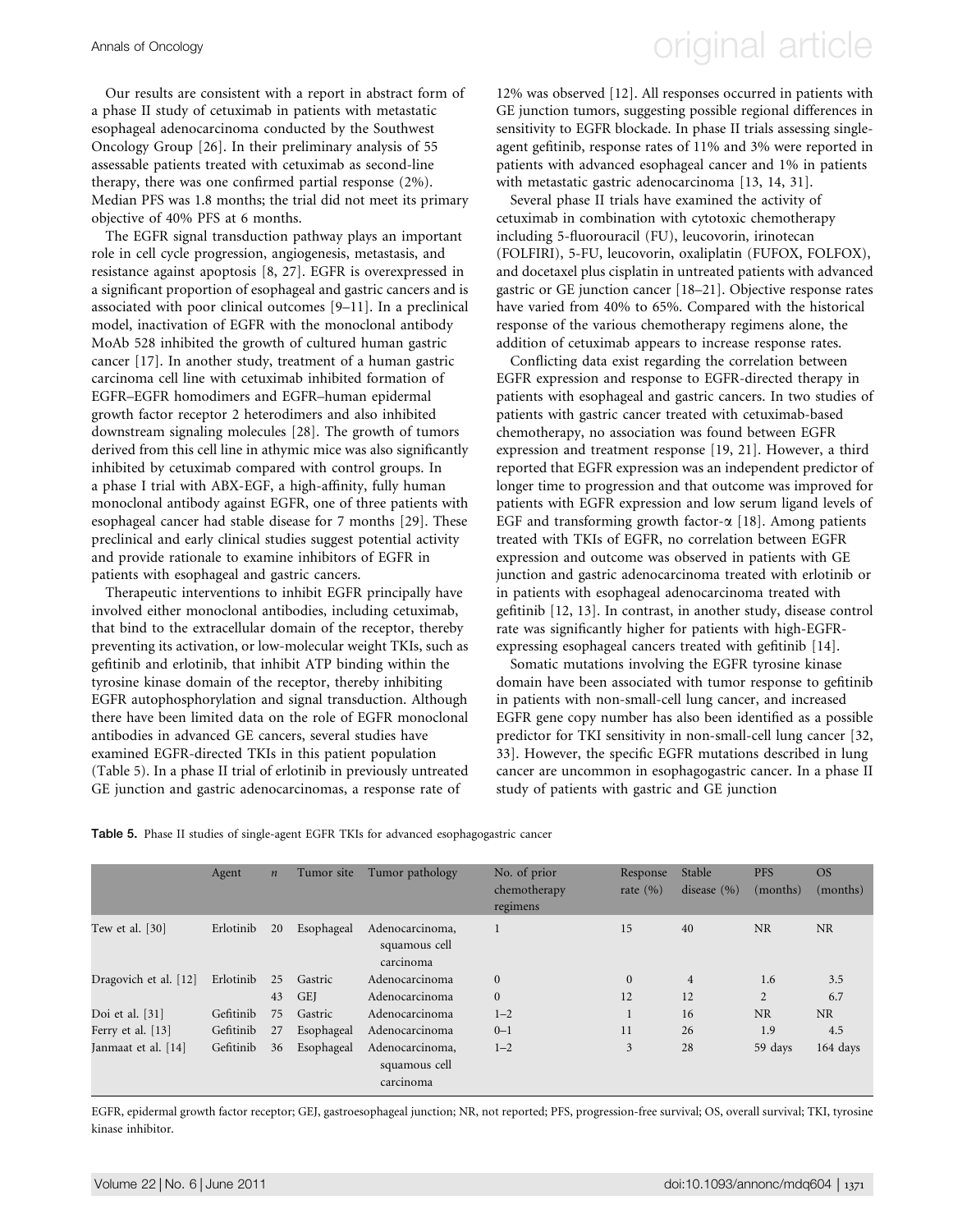Our results are consistent with a report in abstract form of a phase II study of cetuximab in patients with metastatic esophageal adenocarcinoma conducted by the Southwest Oncology Group [26]. In their preliminary analysis of 55 assessable patients treated with cetuximab as second-line therapy, there was one confirmed partial response (2%). Median PFS was 1.8 months; the trial did not meet its primary objective of 40% PFS at 6 months.

The EGFR signal transduction pathway plays an important role in cell cycle progression, angiogenesis, metastasis, and resistance against apoptosis [8, 27]. EGFR is overexpressed in a significant proportion of esophageal and gastric cancers and is associated with poor clinical outcomes [9–11]. In a preclinical model, inactivation of EGFR with the monoclonal antibody MoAb 528 inhibited the growth of cultured human gastric cancer [17]. In another study, treatment of a human gastric carcinoma cell line with cetuximab inhibited formation of EGFR–EGFR homodimers and EGFR–human epidermal growth factor receptor 2 heterodimers and also inhibited downstream signaling molecules [28]. The growth of tumors derived from this cell line in athymic mice was also significantly inhibited by cetuximab compared with control groups. In a phase I trial with ABX-EGF, a high-affinity, fully human monoclonal antibody against EGFR, one of three patients with esophageal cancer had stable disease for 7 months [29]. These preclinical and early clinical studies suggest potential activity and provide rationale to examine inhibitors of EGFR in patients with esophageal and gastric cancers.

Therapeutic interventions to inhibit EGFR principally have involved either monoclonal antibodies, including cetuximab, that bind to the extracellular domain of the receptor, thereby preventing its activation, or low-molecular weight TKIs, such as gefitinib and erlotinib, that inhibit ATP binding within the tyrosine kinase domain of the receptor, thereby inhibiting EGFR autophosphorylation and signal transduction. Although there have been limited data on the role of EGFR monoclonal antibodies in advanced GE cancers, several studies have examined EGFR-directed TKIs in this patient population (Table 5). In a phase II trial of erlotinib in previously untreated GE junction and gastric adenocarcinomas, a response rate of 12% was observed [12]. All responses occurred in patients with GE junction tumors, suggesting possible regional differences in sensitivity to EGFR blockade. In phase II trials assessing single-agent gefitinib, response rates of 11% and 3% were reported in patients with advanced esophageal cancer and 1% in patients with metastatic gastric adenocarcinoma [13, 14, 31].

Several phase II trials have examined the activity of cetuximab in combination with cytotoxic chemotherapy including 5-fluorouracil (FU), leucovorin, irinotecan (FOLFIRI), 5-FU, leucovorin, oxaliplatin (FUFOX, FOLFOX), and docetaxel plus cisplatin in untreated patients with advanced gastric or GE junction cancer [18–21]. Objective response rates have varied from 40% to 65%. Compared with the historical response of the various chemotherapy regimens alone, the addition of cetuximab appears to increase response rates.

Conflicting data exist regarding the correlation between EGFR expression and response to EGFR-directed therapy in patients with esophageal and gastric cancers. In two studies of patients with gastric cancer treated with cetuximab-based chemotherapy, no association was found between EGFR expression and treatment response [19, 21]. However, a third reported that EGFR expression was an independent predictor of longer time to progression and that outcome was improved for patients with EGFR expression and low serum ligand levels of EGF and transforming growth factor-$\alpha$ [18]. Among patients treated with TKIs of EGFR, no correlation between EGFR expression and outcome was observed in patients with GE junction and gastric adenocarcinoma treated with erlotinib or in patients with esophageal adenocarcinoma treated with gefitinib [12, 13]. In contrast, in another study, disease control rate was significantly higher for patients with high-EGFR-expressing esophageal cancers treated with gefitinib [14].

Somatic mutations involving the EGFR tyrosine kinase domain have been associated with tumor response to gefitinib in patients with non-small-cell lung cancer, and increased EGFR gene copy number has also been identified as a possible predictor for TKI sensitivity in non-small-cell lung cancer [32, 33]. However, the specific EGFR mutations described in lung cancer are uncommon in esophagogastric cancer. In a phase II study of patients with gastric and GE junction

**Table 5.** Phase II studies of single-agent EGFR TKIs for advanced esophagogastric cancer

| | Agent | *n* | Tumor site | Tumor pathology | No. of prior chemotherapy regimens | Response rate (%) | Stable disease (%) | PFS (months) | OS (months) |
|---|---|---|---|---|---|---|---|---|---|
| Tew et al. [30] | Erlotinib | 20 | Esophageal | Adenocarcinoma, squamous cell carcinoma | 1 | 15 | 40 | NR | NR |
| Dragovich et al. [12] | Erlotinib | 25 | Gastric | Adenocarcinoma | 0 | 0 | 4 | 1.6 | 3.5 |
| | | 43 | GEJ | Adenocarcinoma | 0 | 12 | 12 | 2 | 6.7 |
| Doi et al. [31] | Gefitinib | 75 | Gastric | Adenocarcinoma | 1–2 | 1 | 16 | NR | NR |
| Ferry et al. [13] | Gefitinib | 27 | Esophageal | Adenocarcinoma | 0–1 | 11 | 26 | 1.9 | 4.5 |
| Janmaat et al. [14] | Gefitinib | 36 | Esophageal | Adenocarcinoma, squamous cell carcinoma | 1–2 | 3 | 28 | 59 days | 164 days |

EGFR, epidermal growth factor receptor; GEJ, gastroesophageal junction; NR, not reported; PFS, progression-free survival; OS, overall survival; TKI, tyrosine kinase inhibitor.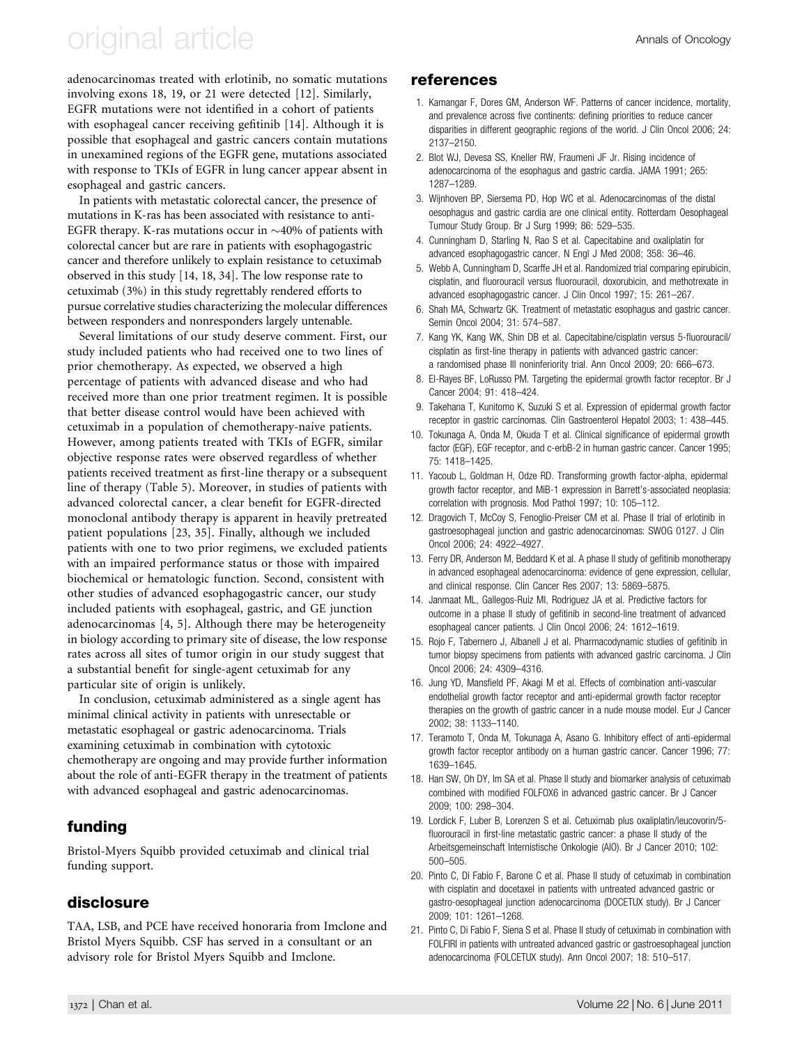adenocarcinomas treated with erlotinib, no somatic mutations involving exons 18, 19, or 21 were detected [12]. Similarly, EGFR mutations were not identified in a cohort of patients with esophageal cancer receiving gefitinib [14]. Although it is possible that esophageal and gastric cancers contain mutations in unexamined regions of the EGFR gene, mutations associated with response to TKIs of EGFR in lung cancer appear absent in esophageal and gastric cancers.

In patients with metastatic colorectal cancer, the presence of mutations in K-ras has been associated with resistance to anti-EGFR therapy. K-ras mutations occur in ~40% of patients with colorectal cancer but are rare in patients with esophagogastric cancer and therefore unlikely to explain resistance to cetuximab observed in this study [14, 18, 34]. The low response rate to cetuximab (3%) in this study regrettably rendered efforts to pursue correlative studies characterizing the molecular differences between responders and nonresponders largely untenable.

Several limitations of our study deserve comment. First, our study included patients who had received one to two lines of prior chemotherapy. As expected, we observed a high percentage of patients with advanced disease and who had received more than one prior treatment regimen. It is possible that better disease control would have been achieved with cetuximab in a population of chemotherapy-naive patients. However, among patients treated with TKIs of EGFR, similar objective response rates were observed regardless of whether patients received treatment as first-line therapy or a subsequent line of therapy (Table 5). Moreover, in studies of patients with advanced colorectal cancer, a clear benefit for EGFR-directed monoclonal antibody therapy is apparent in heavily pretreated patient populations [23, 35]. Finally, although we included patients with one to two prior regimens, we excluded patients with an impaired performance status or those with impaired biochemical or hematologic function. Second, consistent with other studies of advanced esophagogastric cancer, our study included patients with esophageal, gastric, and GE junction adenocarcinomas [4, 5]. Although there may be heterogeneity in biology according to primary site of disease, the low response rates across all sites of tumor origin in our study suggest that a substantial benefit for single-agent cetuximab for any particular site of origin is unlikely.

In conclusion, cetuximab administered as a single agent has minimal clinical activity in patients with unresectable or metastatic esophageal or gastric adenocarcinoma. Trials examining cetuximab in combination with cytotoxic chemotherapy are ongoing and may provide further information about the role of anti-EGFR therapy in the treatment of patients with advanced esophageal and gastric adenocarcinomas.

## funding

Bristol-Myers Squibb provided cetuximab and clinical trial funding support.

## disclosure

TAA, LSB, and PCE have received honoraria from Imclone and Bristol Myers Squibb. CSF has served in a consultant or an advisory role for Bristol Myers Squibb and Imclone.

## references

1. Kamangar F, Dores GM, Anderson WF. Patterns of cancer incidence, mortality, and prevalence across five continents: defining priorities to reduce cancer disparities in different geographic regions of the world. J Clin Oncol 2006; 24: 2137–2150.
2. Blot WJ, Devesa SS, Kneller RW, Fraumeni JF Jr. Rising incidence of adenocarcinoma of the esophagus and gastric cardia. JAMA 1991; 265: 1287–1289.
3. Wijnhoven BP, Siersema PD, Hop WC et al. Adenocarcinomas of the distal oesophagus and gastric cardia are one clinical entity. Rotterdam Oesophageal Tumour Study Group. Br J Surg 1999; 86: 529–535.
4. Cunningham D, Starling N, Rao S et al. Capecitabine and oxaliplatin for advanced esophagogastric cancer. N Engl J Med 2008; 358: 36–46.
5. Webb A, Cunningham D, Scarffe JH et al. Randomized trial comparing epirubicin, cisplatin, and fluorouracil versus fluorouracil, doxorubicin, and methotrexate in advanced esophagogastric cancer. J Clin Oncol 1997; 15: 261–267.
6. Shah MA, Schwartz GK. Treatment of metastatic esophagus and gastric cancer. Semin Oncol 2004; 31: 574–587.
7. Kang YK, Kang WK, Shin DB et al. Capecitabine/cisplatin versus 5-fluorouracil/cisplatin as first-line therapy in patients with advanced gastric cancer: a randomised phase III noninferiority trial. Ann Oncol 2009; 20: 666–673.
8. El-Rayes BF, LoRusso PM. Targeting the epidermal growth factor receptor. Br J Cancer 2004; 91: 418–424.
9. Takehana T, Kunitomo K, Suzuki S et al. Expression of epidermal growth factor receptor in gastric carcinomas. Clin Gastroenterol Hepatol 2003; 1: 438–445.
10. Tokunaga A, Onda M, Okuda T et al. Clinical significance of epidermal growth factor (EGF), EGF receptor, and c-erbB-2 in human gastric cancer. Cancer 1995; 75: 1418–1425.
11. Yacoub L, Goldman H, Odze RD. Transforming growth factor-alpha, epidermal growth factor receptor, and MiB-1 expression in Barrett's-associated neoplasia: correlation with prognosis. Mod Pathol 1997; 10: 105–112.
12. Dragovich T, McCoy S, Fenoglio-Preiser CM et al. Phase II trial of erlotinib in gastroesophageal junction and gastric adenocarcinomas: SWOG 0127. J Clin Oncol 2006; 24: 4922–4927.
13. Ferry DR, Anderson M, Beddard K et al. A phase II study of gefitinib monotherapy in advanced esophageal adenocarcinoma: evidence of gene expression, cellular, and clinical response. Clin Cancer Res 2007; 13: 5869–5875.
14. Janmaat ML, Gallegos-Ruiz MI, Rodriguez JA et al. Predictive factors for outcome in a phase II study of gefitinib in second-line treatment of advanced esophageal cancer patients. J Clin Oncol 2006; 24: 1612–1619.
15. Rojo F, Tabernero J, Albanell J et al. Pharmacodynamic studies of gefitinib in tumor biopsy specimens from patients with advanced gastric carcinoma. J Clin Oncol 2006; 24: 4309–4316.
16. Jung YD, Mansfield PF, Akagi M et al. Effects of combination anti-vascular endothelial growth factor receptor and anti-epidermal growth factor receptor therapies on the growth of gastric cancer in a nude mouse model. Eur J Cancer 2002; 38: 1133–1140.
17. Teramoto T, Onda M, Tokunaga A, Asano G. Inhibitory effect of anti-epidermal growth factor receptor antibody on a human gastric cancer. Cancer 1996; 77: 1639–1645.
18. Han SW, Oh DY, Im SA et al. Phase II study and biomarker analysis of cetuximab combined with modified FOLFOX6 in advanced gastric cancer. Br J Cancer 2009; 100: 298–304.
19. Lordick F, Luber B, Lorenzen S et al. Cetuximab plus oxaliplatin/leucovorin/5-fluorouracil in first-line metastatic gastric cancer: a phase II study of the Arbeitsgemeinschaft Internistische Onkologie (AIO). Br J Cancer 2010; 102: 500–505.
20. Pinto C, Di Fabio F, Barone C et al. Phase II study of cetuximab in combination with cisplatin and docetaxel in patients with untreated advanced gastric or gastro-oesophageal junction adenocarcinoma (DOCETUX study). Br J Cancer 2009; 101: 1261–1268.
21. Pinto C, Di Fabio F, Siena S et al. Phase II study of cetuximab in combination with FOLFIRI in patients with untreated advanced gastric or gastroesophageal junction adenocarcinoma (FOLCETUX study). Ann Oncol 2007; 18: 510–517.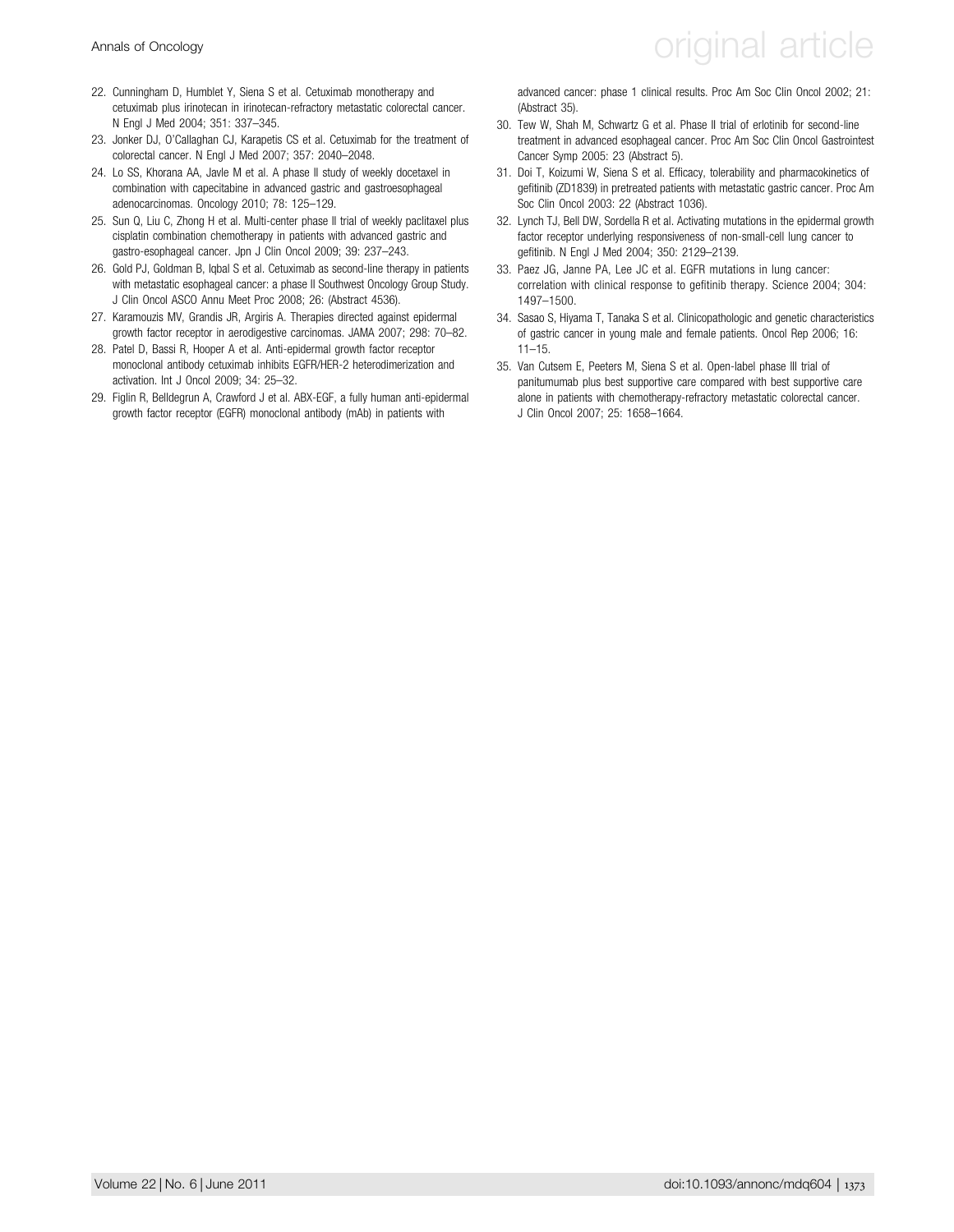22. Cunningham D, Humblet Y, Siena S et al. Cetuximab monotherapy and cetuximab plus irinotecan in irinotecan-refractory metastatic colorectal cancer. N Engl J Med 2004; 351: 337–345.
23. Jonker DJ, O'Callaghan CJ, Karapetis CS et al. Cetuximab for the treatment of colorectal cancer. N Engl J Med 2007; 357: 2040–2048.
24. Lo SS, Khorana AA, Javle M et al. A phase II study of weekly docetaxel in combination with capecitabine in advanced gastric and gastroesophageal adenocarcinomas. Oncology 2010; 78: 125–129.
25. Sun Q, Liu C, Zhong H et al. Multi-center phase II trial of weekly paclitaxel plus cisplatin combination chemotherapy in patients with advanced gastric and gastro-esophageal cancer. Jpn J Clin Oncol 2009; 39: 237–243.
26. Gold PJ, Goldman B, Iqbal S et al. Cetuximab as second-line therapy in patients with metastatic esophageal cancer: a phase II Southwest Oncology Group Study. J Clin Oncol ASCO Annu Meet Proc 2008; 26: (Abstract 4536).
27. Karamouzis MV, Grandis JR, Argiris A. Therapies directed against epidermal growth factor receptor in aerodigestive carcinomas. JAMA 2007; 298: 70–82.
28. Patel D, Bassi R, Hooper A et al. Anti-epidermal growth factor receptor monoclonal antibody cetuximab inhibits EGFR/HER-2 heterodimerization and activation. Int J Oncol 2009; 34: 25–32.
29. Figlin R, Belldegrun A, Crawford J et al. ABX-EGF, a fully human anti-epidermal growth factor receptor (EGFR) monoclonal antibody (mAb) in patients with advanced cancer: phase 1 clinical results. Proc Am Soc Clin Oncol 2002; 21: (Abstract 35).
30. Tew W, Shah M, Schwartz G et al. Phase II trial of erlotinib for second-line treatment in advanced esophageal cancer. Proc Am Soc Clin Oncol Gastrointest Cancer Symp 2005: 23 (Abstract 5).
31. Doi T, Koizumi W, Siena S et al. Efficacy, tolerability and pharmacokinetics of gefitinib (ZD1839) in pretreated patients with metastatic gastric cancer. Proc Am Soc Clin Oncol 2003: 22 (Abstract 1036).
32. Lynch TJ, Bell DW, Sordella R et al. Activating mutations in the epidermal growth factor receptor underlying responsiveness of non-small-cell lung cancer to gefitinib. N Engl J Med 2004; 350: 2129–2139.
33. Paez JG, Janne PA, Lee JC et al. EGFR mutations in lung cancer: correlation with clinical response to gefitinib therapy. Science 2004; 304: 1497–1500.
34. Sasao S, Hiyama T, Tanaka S et al. Clinicopathologic and genetic characteristics of gastric cancer in young male and female patients. Oncol Rep 2006; 16: 11–15.
35. Van Cutsem E, Peeters M, Siena S et al. Open-label phase III trial of panitumumab plus best supportive care compared with best supportive care alone in patients with chemotherapy-refractory metastatic colorectal cancer. J Clin Oncol 2007; 25: 1658–1664.